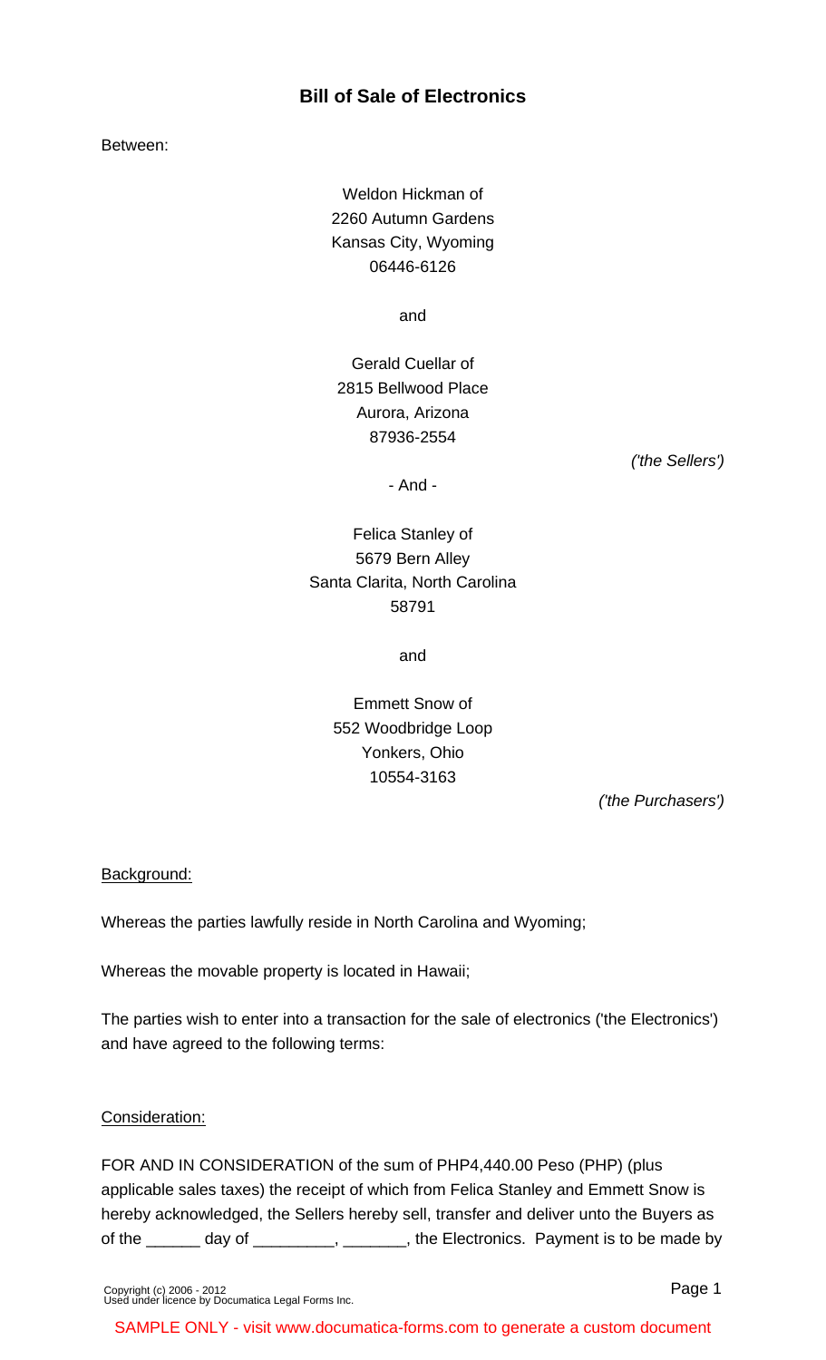# Bill of Sale of Electronics

Between:

Weldon Hickman of
2260 Autumn Gardens
Kansas City, Wyoming
06446-6126

and

Gerald Cuellar of
2815 Bellwood Place
Aurora, Arizona
87936-2554

*('the Sellers')*

- And -

Felica Stanley of
5679 Bern Alley
Santa Clarita, North Carolina
58791

and

Emmett Snow of
552 Woodbridge Loop
Yonkers, Ohio
10554-3163

*('the Purchasers')*

Background:

Whereas the parties lawfully reside in North Carolina and Wyoming;

Whereas the movable property is located in Hawaii;

The parties wish to enter into a transaction for the sale of electronics ('the Electronics') and have agreed to the following terms:

Consideration:

FOR AND IN CONSIDERATION of the sum of PHP4,440.00 Peso (PHP) (plus applicable sales taxes) the receipt of which from Felica Stanley and Emmett Snow is hereby acknowledged, the Sellers hereby sell, transfer and deliver unto the Buyers as of the ______ day of _________, _______, the Electronics. Payment is to be made by

SAMPLE ONLY - visit www.documatica-forms.com to generate a custom document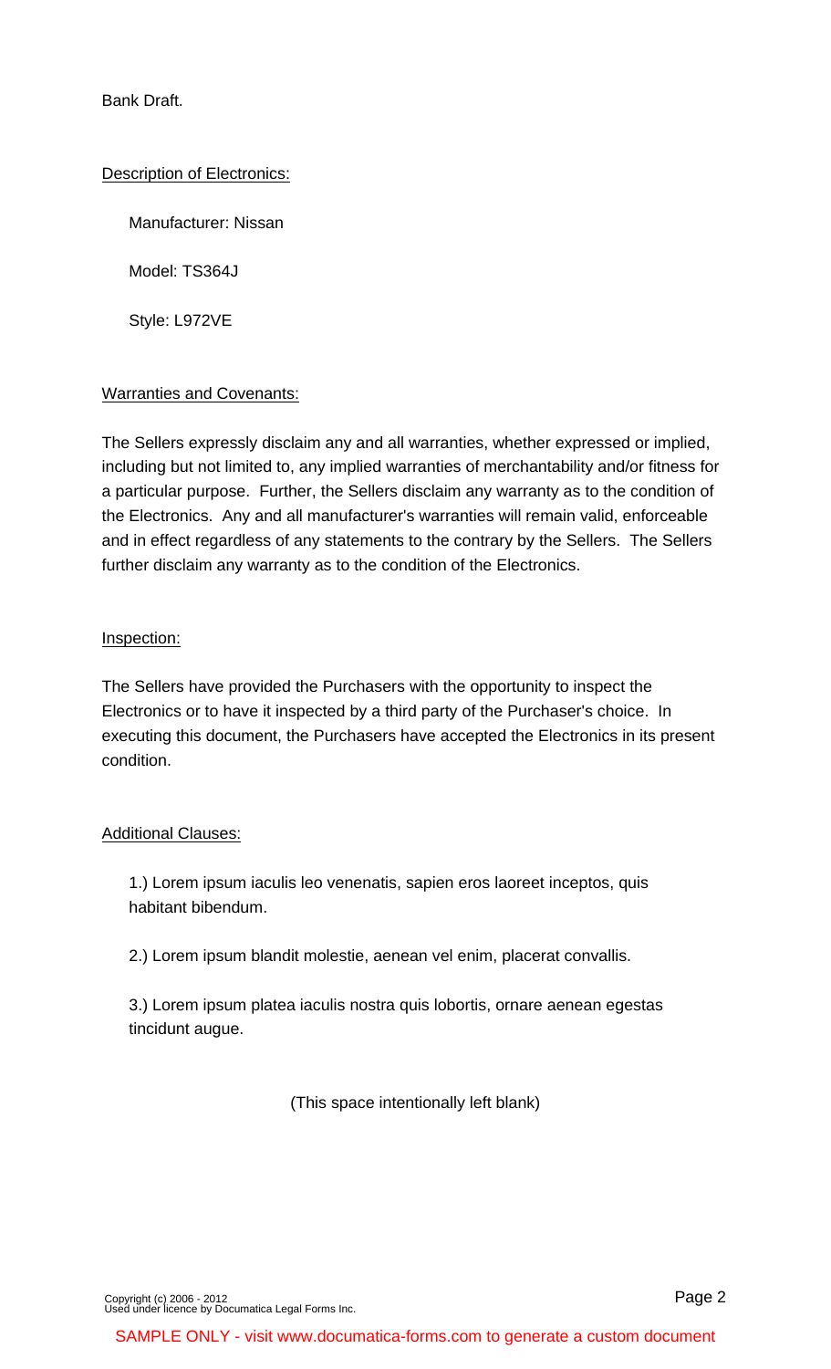Bank Draft.

Description of Electronics:

Manufacturer: Nissan

Model: TS364J

Style: L972VE

Warranties and Covenants:

The Sellers expressly disclaim any and all warranties, whether expressed or implied, including but not limited to, any implied warranties of merchantability and/or fitness for a particular purpose. Further, the Sellers disclaim any warranty as to the condition of the Electronics. Any and all manufacturer's warranties will remain valid, enforceable and in effect regardless of any statements to the contrary by the Sellers. The Sellers further disclaim any warranty as to the condition of the Electronics.

Inspection:

The Sellers have provided the Purchasers with the opportunity to inspect the Electronics or to have it inspected by a third party of the Purchaser's choice. In executing this document, the Purchasers have accepted the Electronics in its present condition.

Additional Clauses:

1.) Lorem ipsum iaculis leo venenatis, sapien eros laoreet inceptos, quis habitant bibendum.

2.) Lorem ipsum blandit molestie, aenean vel enim, placerat convallis.

3.) Lorem ipsum platea iaculis nostra quis lobortis, ornare aenean egestas tincidunt augue.

(This space intentionally left blank)

Copyright (c) 2006 - 2012
Used under licence by Documatica Legal Forms Inc.

SAMPLE ONLY - visit www.documatica-forms.com to generate a custom document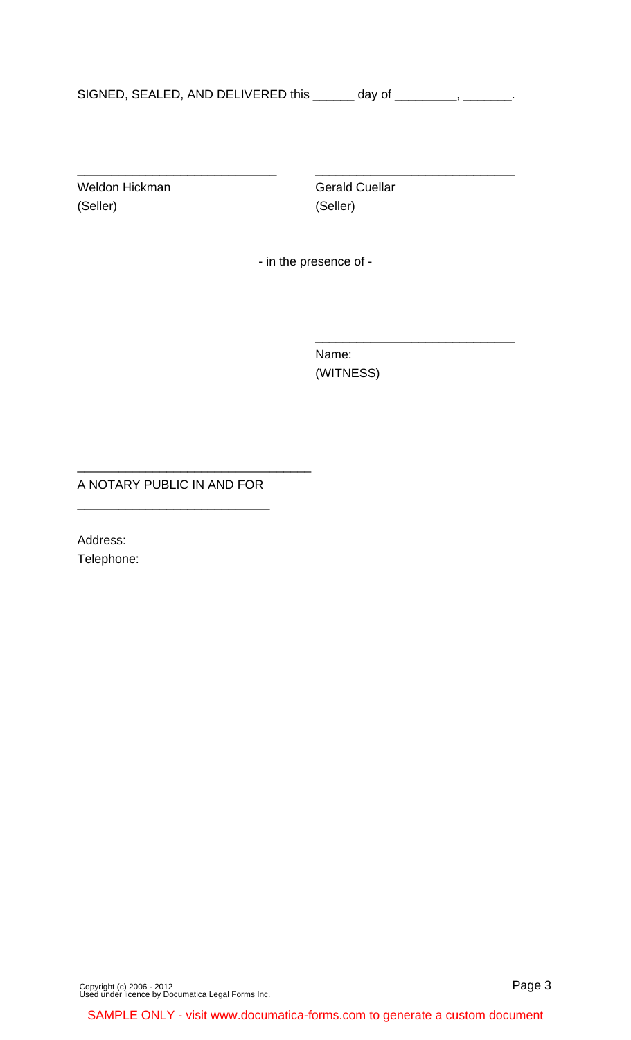SIGNED, SEALED, AND DELIVERED this ______ day of _________, _______.

| | |
|---|---|
| _____________________________ | _____________________________ |
| Weldon Hickman | Gerald Cuellar |
| (Seller) | (Seller) |

- in the presence of -

_____________________________
Name:
(WITNESS)

__________________________________
A NOTARY PUBLIC IN AND FOR
____________________________

Address:
Telephone:

Copyright (c) 2006 - 2012
Used under licence by Documatica Legal Forms Inc.

SAMPLE ONLY - visit www.documatica-forms.com to generate a custom document